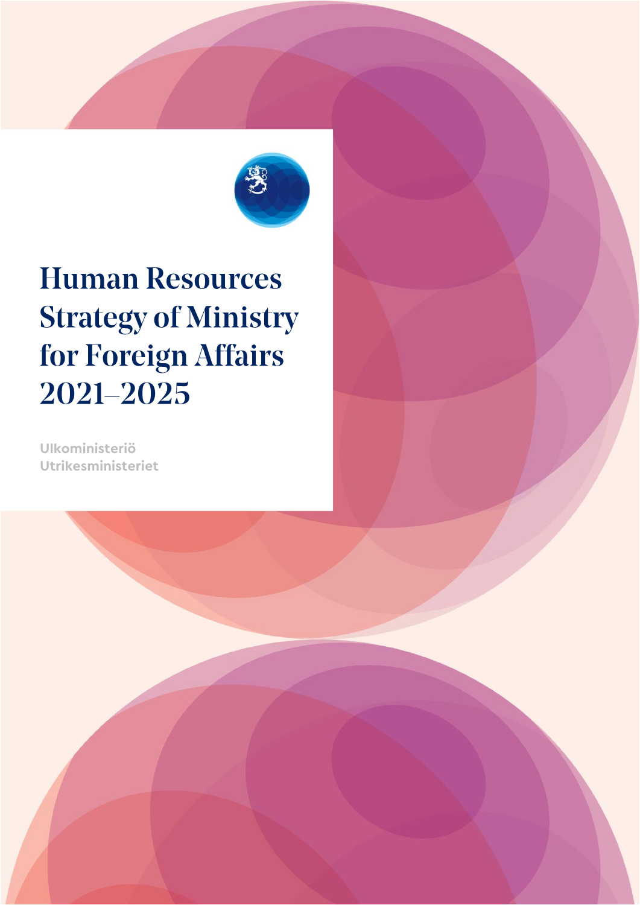# Human Resources Strategy of Ministry for Foreign Affairs 2021–2025

Ulkoministeriö
Utrikesministeriet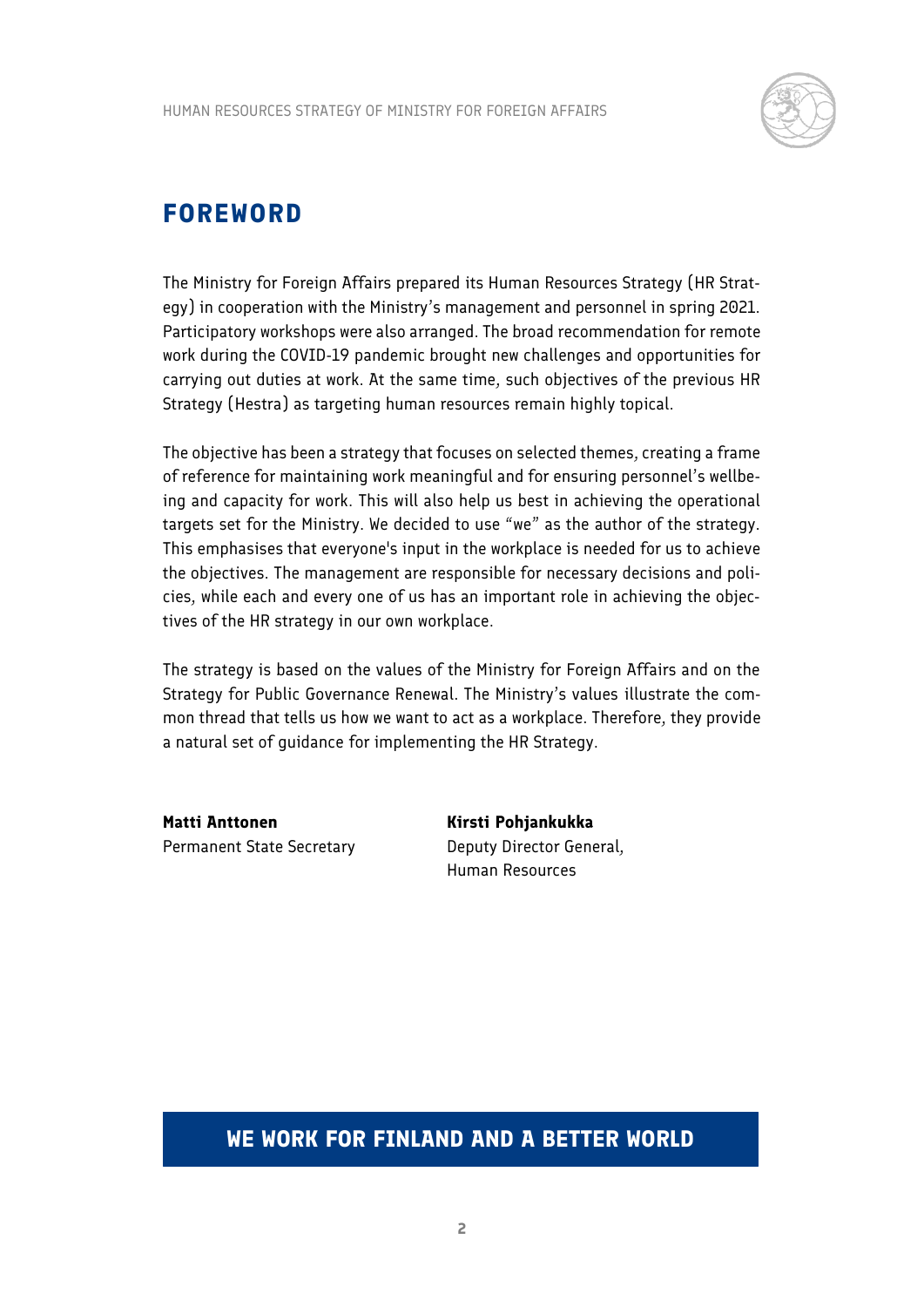## FOREWORD

The Ministry for Foreign Affairs prepared its Human Resources Strategy (HR Strategy) in cooperation with the Ministry's management and personnel in spring 2021. Participatory workshops were also arranged. The broad recommendation for remote work during the COVID-19 pandemic brought new challenges and opportunities for carrying out duties at work. At the same time, such objectives of the previous HR Strategy (Hestra) as targeting human resources remain highly topical.

The objective has been a strategy that focuses on selected themes, creating a frame of reference for maintaining work meaningful and for ensuring personnel's wellbeing and capacity for work. This will also help us best in achieving the operational targets set for the Ministry. We decided to use "we" as the author of the strategy. This emphasises that everyone's input in the workplace is needed for us to achieve the objectives. The management are responsible for necessary decisions and policies, while each and every one of us has an important role in achieving the objectives of the HR strategy in our own workplace.

The strategy is based on the values of the Ministry for Foreign Affairs and on the Strategy for Public Governance Renewal. The Ministry's values illustrate the common thread that tells us how we want to act as a workplace. Therefore, they provide a natural set of guidance for implementing the HR Strategy.

**Matti Anttonen**
Permanent State Secretary

**Kirsti Pohjankukka**
Deputy Director General,
Human Resources

**WE WORK FOR FINLAND AND A BETTER WORLD**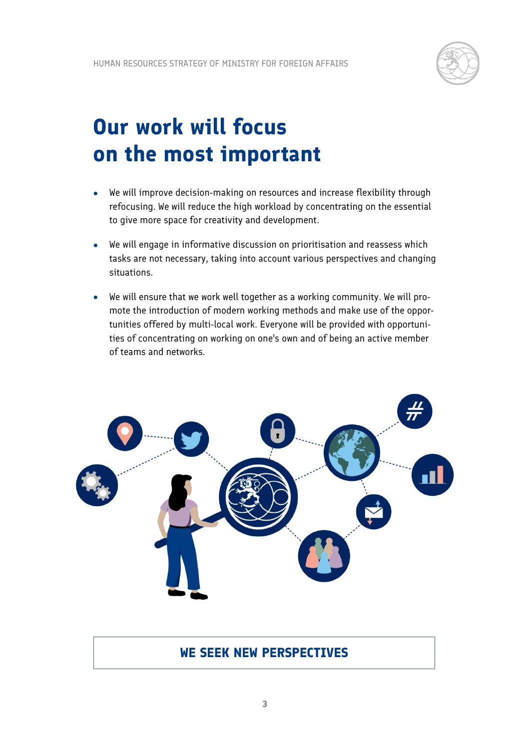# Our work will focus on the most important

- We will improve decision-making on resources and increase flexibility through refocusing. We will reduce the high workload by concentrating on the essential to give more space for creativity and development.
- We will engage in informative discussion on prioritisation and reassess which tasks are not necessary, taking into account various perspectives and changing situations.
- We will ensure that we work well together as a working community. We will promote the introduction of modern working methods and make use of the opportunities offered by multi-local work. Everyone will be provided with opportunities of concentrating on working on one's own and of being an active member of teams and networks.

**WE SEEK NEW PERSPECTIVES**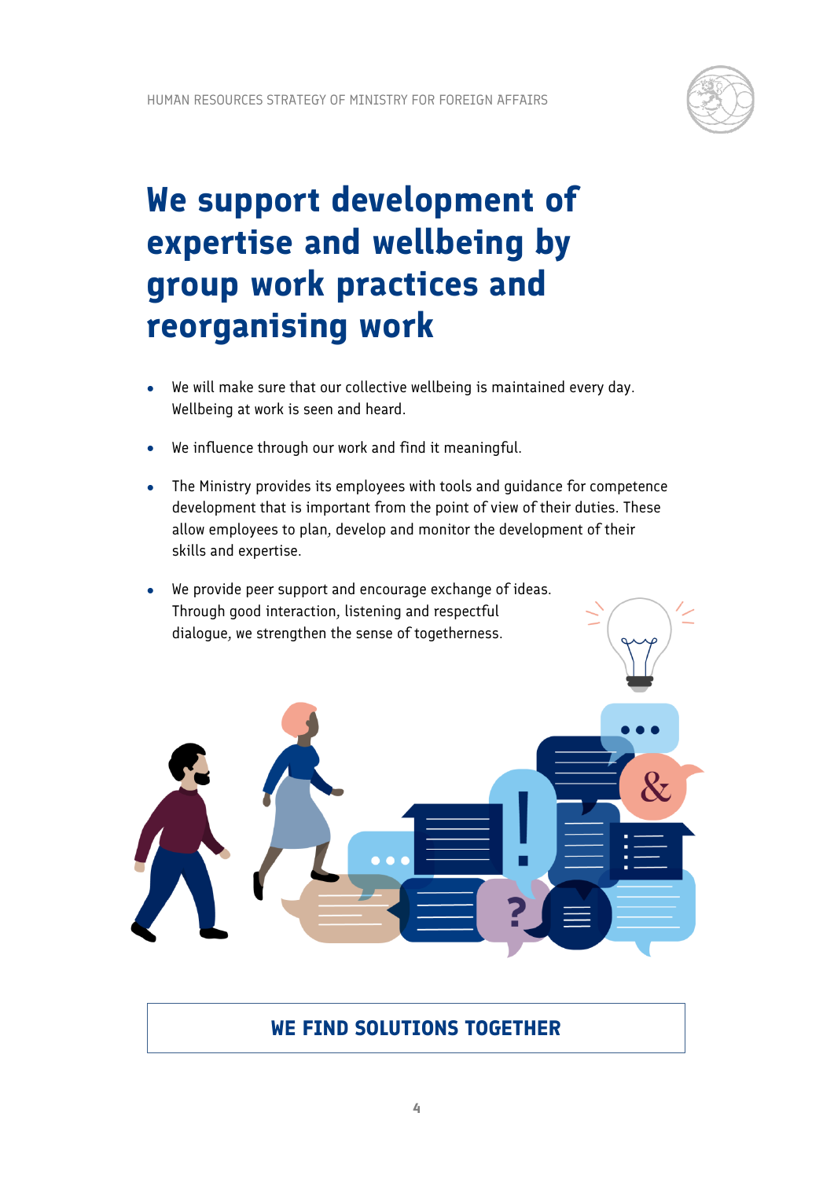# We support development of expertise and wellbeing by group work practices and reorganising work

- We will make sure that our collective wellbeing is maintained every day. Wellbeing at work is seen and heard.
- We influence through our work and find it meaningful.
- The Ministry provides its employees with tools and guidance for competence development that is important from the point of view of their duties. These allow employees to plan, develop and monitor the development of their skills and expertise.
- We provide peer support and encourage exchange of ideas. Through good interaction, listening and respectful dialogue, we strengthen the sense of togetherness.

**WE FIND SOLUTIONS TOGETHER**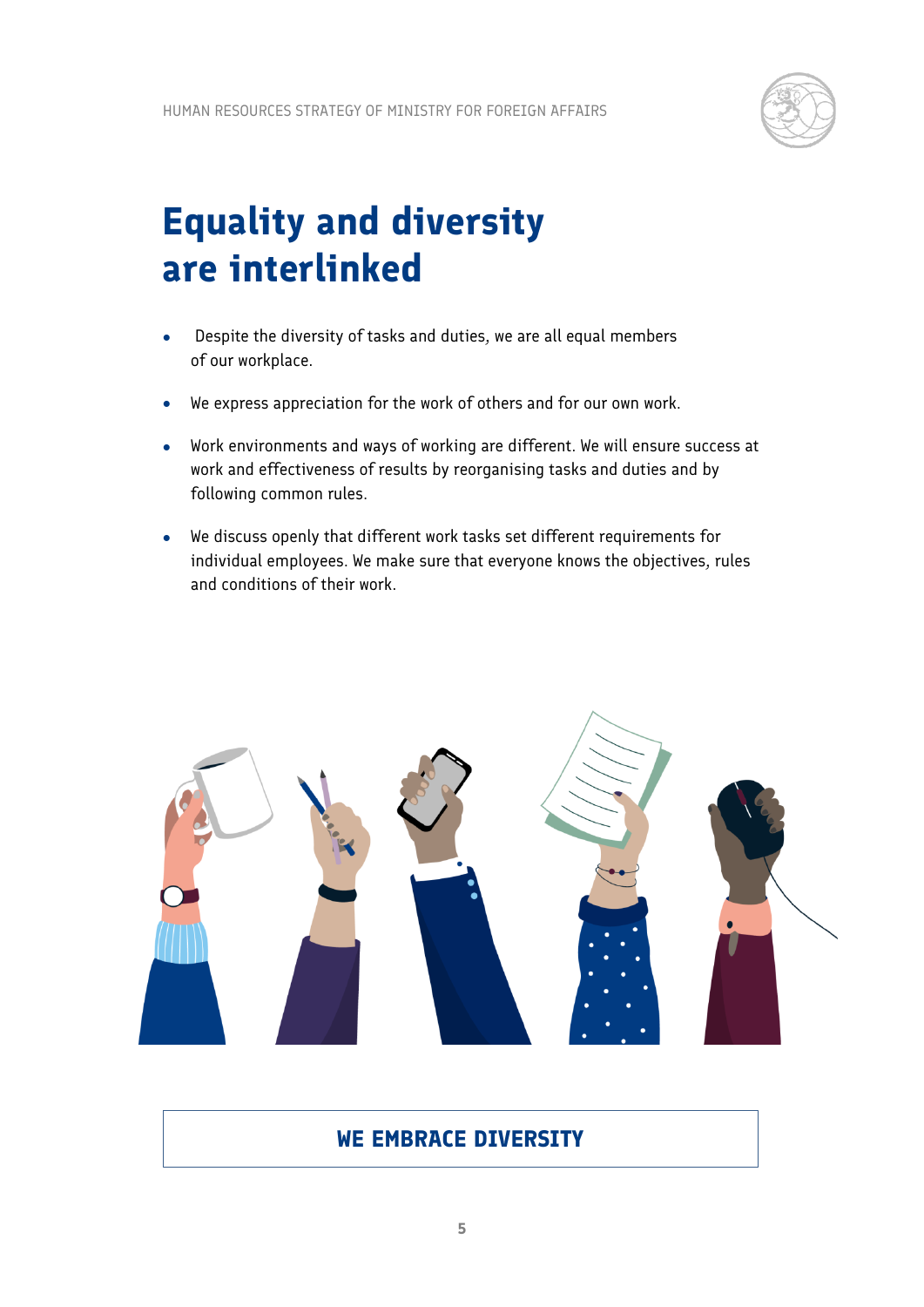# Equality and diversity are interlinked

- Despite the diversity of tasks and duties, we are all equal members of our workplace.
- We express appreciation for the work of others and for our own work.
- Work environments and ways of working are different. We will ensure success at work and effectiveness of results by reorganising tasks and duties and by following common rules.
- We discuss openly that different work tasks set different requirements for individual employees. We make sure that everyone knows the objectives, rules and conditions of their work.

**WE EMBRACE DIVERSITY**